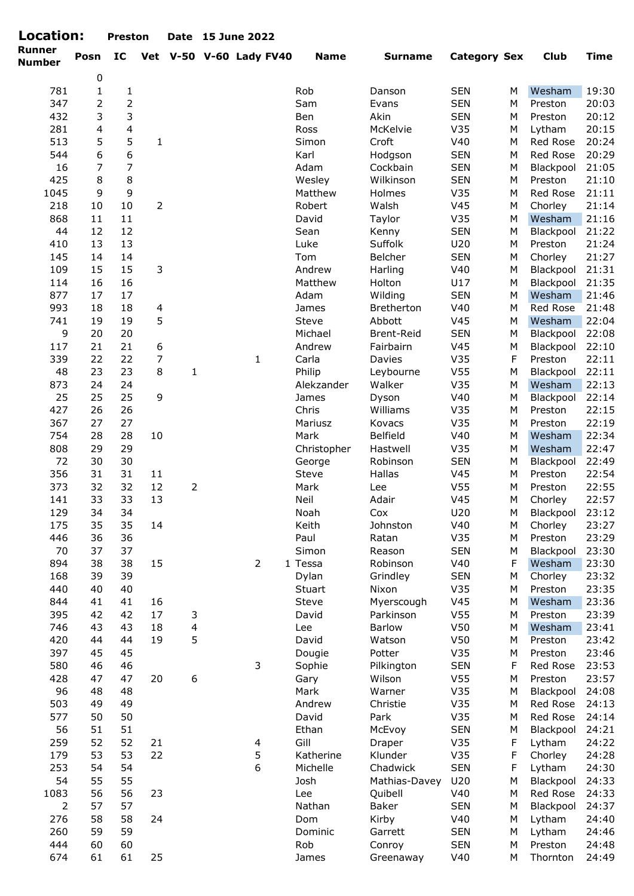**Location:** Preston **Date** 15 June 2022

| Runner Number | Posn | IC | Vet | V-50 | V-60 | Lady | FV40 | Name | Surname | Category | Sex | Club | Time |
|---|---|---|---|---|---|---|---|---|---|---|---|---|---|
| | 0 | | | | | | | | | | | | |
| 781 | 1 | 1 | | | | | | Rob | Danson | SEN | M | Wesham | 19:30 |
| 347 | 2 | 2 | | | | | | Sam | Evans | SEN | M | Preston | 20:03 |
| 432 | 3 | 3 | | | | | | Ben | Akin | SEN | M | Preston | 20:12 |
| 281 | 4 | 4 | | | | | | Ross | McKelvie | V35 | M | Lytham | 20:15 |
| 513 | 5 | 5 | 1 | | | | | Simon | Croft | V40 | M | Red Rose | 20:24 |
| 544 | 6 | 6 | | | | | | Karl | Hodgson | SEN | M | Red Rose | 20:29 |
| 16 | 7 | 7 | | | | | | Adam | Cockbain | SEN | M | Blackpool | 21:05 |
| 425 | 8 | 8 | | | | | | Wesley | Wilkinson | SEN | M | Preston | 21:10 |
| 1045 | 9 | 9 | | | | | | Matthew | Holmes | V35 | M | Red Rose | 21:11 |
| 218 | 10 | 10 | 2 | | | | | Robert | Walsh | V45 | M | Chorley | 21:14 |
| 868 | 11 | 11 | | | | | | David | Taylor | V35 | M | Wesham | 21:16 |
| 44 | 12 | 12 | | | | | | Sean | Kenny | SEN | M | Blackpool | 21:22 |
| 410 | 13 | 13 | | | | | | Luke | Suffolk | U20 | M | Preston | 21:24 |
| 145 | 14 | 14 | | | | | | Tom | Belcher | SEN | M | Chorley | 21:27 |
| 109 | 15 | 15 | 3 | | | | | Andrew | Harling | V40 | M | Blackpool | 21:31 |
| 114 | 16 | 16 | | | | | | Matthew | Holton | U17 | M | Blackpool | 21:35 |
| 877 | 17 | 17 | | | | | | Adam | Wilding | SEN | M | Wesham | 21:46 |
| 993 | 18 | 18 | 4 | | | | | James | Bretherton | V40 | M | Red Rose | 21:48 |
| 741 | 19 | 19 | 5 | | | | | Steve | Abbott | V45 | M | Wesham | 22:04 |
| 9 | 20 | 20 | | | | | | Michael | Brent-Reid | SEN | M | Blackpool | 22:08 |
| 117 | 21 | 21 | 6 | | | | | Andrew | Fairbairn | V45 | M | Blackpool | 22:10 |
| 339 | 22 | 22 | 7 | | | 1 | | Carla | Davies | V35 | F | Preston | 22:11 |
| 48 | 23 | 23 | 8 | 1 | | | | Philip | Leybourne | V55 | M | Blackpool | 22:11 |
| 873 | 24 | 24 | | | | | | Alekzander | Walker | V35 | M | Wesham | 22:13 |
| 25 | 25 | 25 | 9 | | | | | James | Dyson | V40 | M | Blackpool | 22:14 |
| 427 | 26 | 26 | | | | | | Chris | Williams | V35 | M | Preston | 22:15 |
| 367 | 27 | 27 | | | | | | Mariusz | Kovacs | V35 | M | Preston | 22:19 |
| 754 | 28 | 28 | 10 | | | | | Mark | Belfield | V40 | M | Wesham | 22:34 |
| 808 | 29 | 29 | | | | | | Christopher | Hastwell | V35 | M | Wesham | 22:47 |
| 72 | 30 | 30 | | | | | | George | Robinson | SEN | M | Blackpool | 22:49 |
| 356 | 31 | 31 | 11 | | | | | Steve | Hallas | V45 | M | Preston | 22:54 |
| 373 | 32 | 32 | 12 | 2 | | | | Mark | Lee | V55 | M | Preston | 22:55 |
| 141 | 33 | 33 | 13 | | | | | Neil | Adair | V45 | M | Chorley | 22:57 |
| 129 | 34 | 34 | | | | | | Noah | Cox | U20 | M | Blackpool | 23:12 |
| 175 | 35 | 35 | 14 | | | | | Keith | Johnston | V40 | M | Chorley | 23:27 |
| 446 | 36 | 36 | | | | | | Paul | Ratan | V35 | M | Preston | 23:29 |
| 70 | 37 | 37 | | | | | | Simon | Reason | SEN | M | Blackpool | 23:30 |
| 894 | 38 | 38 | 15 | | | 2 | 1 | Tessa | Robinson | V40 | F | Wesham | 23:30 |
| 168 | 39 | 39 | | | | | | Dylan | Grindley | SEN | M | Chorley | 23:32 |
| 440 | 40 | 40 | | | | | | Stuart | Nixon | V35 | M | Preston | 23:35 |
| 844 | 41 | 41 | 16 | | | | | Steve | Myerscough | V45 | M | Wesham | 23:36 |
| 395 | 42 | 42 | 17 | 3 | | | | David | Parkinson | V55 | M | Preston | 23:39 |
| 746 | 43 | 43 | 18 | 4 | | | | Lee | Barlow | V50 | M | Wesham | 23:41 |
| 420 | 44 | 44 | 19 | 5 | | | | David | Watson | V50 | M | Preston | 23:42 |
| 397 | 45 | 45 | | | | | | Dougie | Potter | V35 | M | Preston | 23:46 |
| 580 | 46 | 46 | | | | 3 | | Sophie | Pilkington | SEN | F | Red Rose | 23:53 |
| 428 | 47 | 47 | 20 | 6 | | | | Gary | Wilson | V55 | M | Preston | 23:57 |
| 96 | 48 | 48 | | | | | | Mark | Warner | V35 | M | Blackpool | 24:08 |
| 503 | 49 | 49 | | | | | | Andrew | Christie | V35 | M | Red Rose | 24:13 |
| 577 | 50 | 50 | | | | | | David | Park | V35 | M | Red Rose | 24:14 |
| 56 | 51 | 51 | | | | | | Ethan | McEvoy | SEN | M | Blackpool | 24:21 |
| 259 | 52 | 52 | 21 | | | 4 | | Gill | Draper | V35 | F | Lytham | 24:22 |
| 179 | 53 | 53 | 22 | | | 5 | | Katherine | Klunder | V35 | F | Chorley | 24:28 |
| 253 | 54 | 54 | | | | 6 | | Michelle | Chadwick | SEN | F | Lytham | 24:30 |
| 54 | 55 | 55 | | | | | | Josh | Mathias-Davey | U20 | M | Blackpool | 24:33 |
| 1083 | 56 | 56 | 23 | | | | | Lee | Quibell | V40 | M | Red Rose | 24:33 |
| 2 | 57 | 57 | | | | | | Nathan | Baker | SEN | M | Blackpool | 24:37 |
| 276 | 58 | 58 | 24 | | | | | Dom | Kirby | V40 | M | Lytham | 24:40 |
| 260 | 59 | 59 | | | | | | Dominic | Garrett | SEN | M | Lytham | 24:46 |
| 444 | 60 | 60 | | | | | | Rob | Conroy | SEN | M | Preston | 24:48 |
| 674 | 61 | 61 | 25 | | | | | James | Greenaway | V40 | M | Thornton | 24:49 |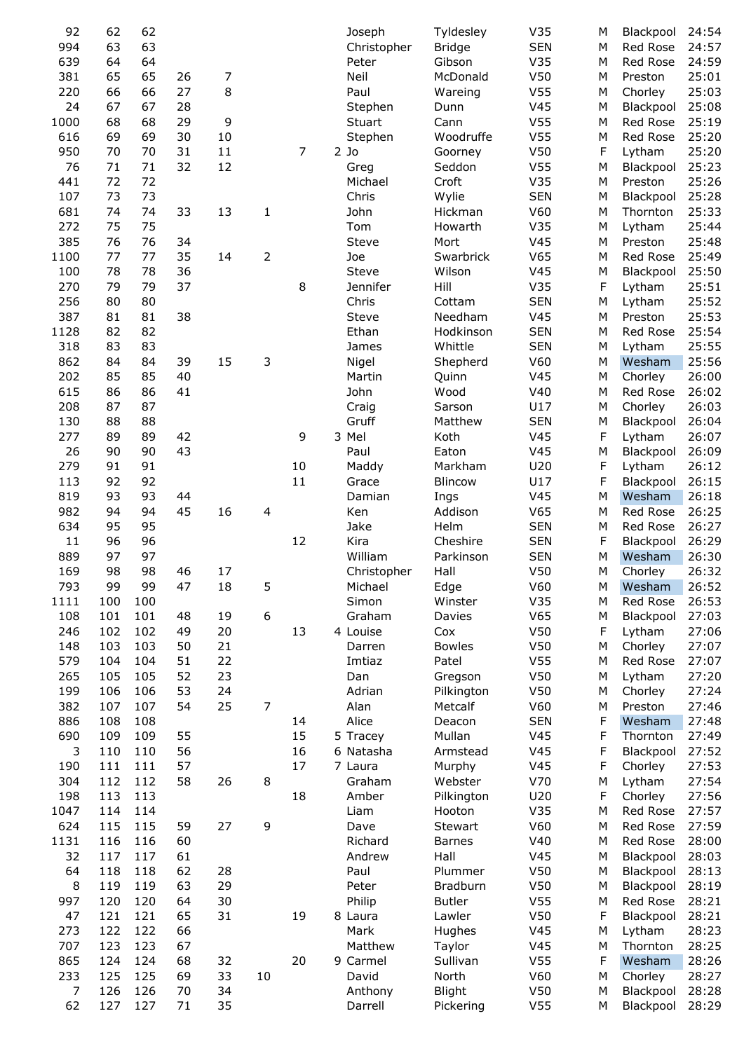| | | | | | | | | | | | | | |
|---|---|---|---|---|---|---|---|---|---|---|---|---|---|
| 92 | 62 | 62 | | | | | | Joseph | Tyldesley | V35 | M | Blackpool | 24:54 |
| 994 | 63 | 63 | | | | | | Christopher | Bridge | SEN | M | Red Rose | 24:57 |
| 639 | 64 | 64 | | | | | | Peter | Gibson | V35 | M | Red Rose | 24:59 |
| 381 | 65 | 65 | 26 | 7 | | | | Neil | McDonald | V50 | M | Preston | 25:01 |
| 220 | 66 | 66 | 27 | 8 | | | | Paul | Wareing | V55 | M | Chorley | 25:03 |
| 24 | 67 | 67 | 28 | | | | | Stephen | Dunn | V45 | M | Blackpool | 25:08 |
| 1000 | 68 | 68 | 29 | 9 | | | | Stuart | Cann | V55 | M | Red Rose | 25:19 |
| 616 | 69 | 69 | 30 | 10 | | | | Stephen | Woodruffe | V55 | M | Red Rose | 25:20 |
| 950 | 70 | 70 | 31 | 11 | | 7 | 2 | Jo | Goorney | V50 | F | Lytham | 25:20 |
| 76 | 71 | 71 | 32 | 12 | | | | Greg | Seddon | V55 | M | Blackpool | 25:23 |
| 441 | 72 | 72 | | | | | | Michael | Croft | V35 | M | Preston | 25:26 |
| 107 | 73 | 73 | | | | | | Chris | Wylie | SEN | M | Blackpool | 25:28 |
| 681 | 74 | 74 | 33 | 13 | 1 | | | John | Hickman | V60 | M | Thornton | 25:33 |
| 272 | 75 | 75 | | | | | | Tom | Howarth | V35 | M | Lytham | 25:44 |
| 385 | 76 | 76 | 34 | | | | | Steve | Mort | V45 | M | Preston | 25:48 |
| 1100 | 77 | 77 | 35 | 14 | 2 | | | Joe | Swarbrick | V65 | M | Red Rose | 25:49 |
| 100 | 78 | 78 | 36 | | | | | Steve | Wilson | V45 | M | Blackpool | 25:50 |
| 270 | 79 | 79 | 37 | | | 8 | | Jennifer | Hill | V35 | F | Lytham | 25:51 |
| 256 | 80 | 80 | | | | | | Chris | Cottam | SEN | M | Lytham | 25:52 |
| 387 | 81 | 81 | 38 | | | | | Steve | Needham | V45 | M | Preston | 25:53 |
| 1128 | 82 | 82 | | | | | | Ethan | Hodkinson | SEN | M | Red Rose | 25:54 |
| 318 | 83 | 83 | | | | | | James | Whittle | SEN | M | Lytham | 25:55 |
| 862 | 84 | 84 | 39 | 15 | 3 | | | Nigel | Shepherd | V60 | M | Wesham | 25:56 |
| 202 | 85 | 85 | 40 | | | | | Martin | Quinn | V45 | M | Chorley | 26:00 |
| 615 | 86 | 86 | 41 | | | | | John | Wood | V40 | M | Red Rose | 26:02 |
| 208 | 87 | 87 | | | | | | Craig | Sarson | U17 | M | Chorley | 26:03 |
| 130 | 88 | 88 | | | | | | Gruff | Matthew | SEN | M | Blackpool | 26:04 |
| 277 | 89 | 89 | 42 | | | 9 | 3 | Mel | Koth | V45 | F | Lytham | 26:07 |
| 26 | 90 | 90 | 43 | | | | | Paul | Eaton | V45 | M | Blackpool | 26:09 |
| 279 | 91 | 91 | | | | 10 | | Maddy | Markham | U20 | F | Lytham | 26:12 |
| 113 | 92 | 92 | | | | 11 | | Grace | Blincow | U17 | F | Blackpool | 26:15 |
| 819 | 93 | 93 | 44 | | | | | Damian | Ings | V45 | M | Wesham | 26:18 |
| 982 | 94 | 94 | 45 | 16 | 4 | | | Ken | Addison | V65 | M | Red Rose | 26:25 |
| 634 | 95 | 95 | | | | | | Jake | Helm | SEN | M | Red Rose | 26:27 |
| 11 | 96 | 96 | | | | 12 | | Kira | Cheshire | SEN | F | Blackpool | 26:29 |
| 889 | 97 | 97 | | | | | | William | Parkinson | SEN | M | Wesham | 26:30 |
| 169 | 98 | 98 | 46 | 17 | | | | Christopher | Hall | V50 | M | Chorley | 26:32 |
| 793 | 99 | 99 | 47 | 18 | 5 | | | Michael | Edge | V60 | M | Wesham | 26:52 |
| 1111 | 100 | 100 | | | | | | Simon | Winster | V35 | M | Red Rose | 26:53 |
| 108 | 101 | 101 | 48 | 19 | 6 | | | Graham | Davies | V65 | M | Blackpool | 27:03 |
| 246 | 102 | 102 | 49 | 20 | | 13 | 4 | Louise | Cox | V50 | F | Lytham | 27:06 |
| 148 | 103 | 103 | 50 | 21 | | | | Darren | Bowles | V50 | M | Chorley | 27:07 |
| 579 | 104 | 104 | 51 | 22 | | | | Imtiaz | Patel | V55 | M | Red Rose | 27:07 |
| 265 | 105 | 105 | 52 | 23 | | | | Dan | Gregson | V50 | M | Lytham | 27:20 |
| 199 | 106 | 106 | 53 | 24 | | | | Adrian | Pilkington | V50 | M | Chorley | 27:24 |
| 382 | 107 | 107 | 54 | 25 | 7 | | | Alan | Metcalf | V60 | M | Preston | 27:46 |
| 886 | 108 | 108 | | | | 14 | | Alice | Deacon | SEN | F | Wesham | 27:48 |
| 690 | 109 | 109 | 55 | | | 15 | 5 | Tracey | Mullan | V45 | F | Thornton | 27:49 |
| 3 | 110 | 110 | 56 | | | 16 | 6 | Natasha | Armstead | V45 | F | Blackpool | 27:52 |
| 190 | 111 | 111 | 57 | | | 17 | 7 | Laura | Murphy | V45 | F | Chorley | 27:53 |
| 304 | 112 | 112 | 58 | 26 | 8 | | | Graham | Webster | V70 | M | Lytham | 27:54 |
| 198 | 113 | 113 | | | | 18 | | Amber | Pilkington | U20 | F | Chorley | 27:56 |
| 1047 | 114 | 114 | | | | | | Liam | Hooton | V35 | M | Red Rose | 27:57 |
| 624 | 115 | 115 | 59 | 27 | 9 | | | Dave | Stewart | V60 | M | Red Rose | 27:59 |
| 1131 | 116 | 116 | 60 | | | | | Richard | Barnes | V40 | M | Red Rose | 28:00 |
| 32 | 117 | 117 | 61 | | | | | Andrew | Hall | V45 | M | Blackpool | 28:03 |
| 64 | 118 | 118 | 62 | 28 | | | | Paul | Plummer | V50 | M | Blackpool | 28:13 |
| 8 | 119 | 119 | 63 | 29 | | | | Peter | Bradburn | V50 | M | Blackpool | 28:19 |
| 997 | 120 | 120 | 64 | 30 | | | | Philip | Butler | V55 | M | Red Rose | 28:21 |
| 47 | 121 | 121 | 65 | 31 | | 19 | 8 | Laura | Lawler | V50 | F | Blackpool | 28:21 |
| 273 | 122 | 122 | 66 | | | | | Mark | Hughes | V45 | M | Lytham | 28:23 |
| 707 | 123 | 123 | 67 | | | | | Matthew | Taylor | V45 | M | Thornton | 28:25 |
| 865 | 124 | 124 | 68 | 32 | | 20 | 9 | Carmel | Sullivan | V55 | F | Wesham | 28:26 |
| 233 | 125 | 125 | 69 | 33 | 10 | | | David | North | V60 | M | Chorley | 28:27 |
| 7 | 126 | 126 | 70 | 34 | | | | Anthony | Blight | V50 | M | Blackpool | 28:28 |
| 62 | 127 | 127 | 71 | 35 | | | | Darrell | Pickering | V55 | M | Blackpool | 28:29 |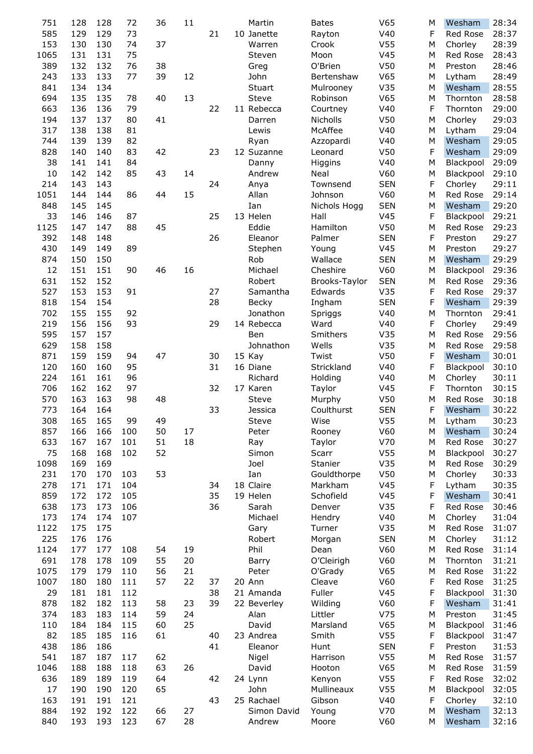| | | | | | | | | | | | | | |
|---|---|---|---|---|---|---|---|---|---|---|---|---|---|
| 751 | 128 | 128 | 72 | 36 | 11 | | | Martin | Bates | V65 | M | Wesham | 28:34 |
| 585 | 129 | 129 | 73 | | | 21 | 10 | Janette | Rayton | V40 | F | Red Rose | 28:37 |
| 153 | 130 | 130 | 74 | 37 | | | | Warren | Crook | V55 | M | Chorley | 28:39 |
| 1065 | 131 | 131 | 75 | | | | | Steven | Moon | V45 | M | Red Rose | 28:43 |
| 389 | 132 | 132 | 76 | 38 | | | | Greg | O'Brien | V50 | M | Preston | 28:46 |
| 243 | 133 | 133 | 77 | 39 | 12 | | | John | Bertenshaw | V65 | M | Lytham | 28:49 |
| 841 | 134 | 134 | | | | | | Stuart | Mulrooney | V35 | M | Wesham | 28:55 |
| 694 | 135 | 135 | 78 | 40 | 13 | | | Steve | Robinson | V65 | M | Thornton | 28:58 |
| 663 | 136 | 136 | 79 | | | 22 | 11 | Rebecca | Courtney | V40 | F | Thornton | 29:00 |
| 194 | 137 | 137 | 80 | 41 | | | | Darren | Nicholls | V50 | M | Chorley | 29:03 |
| 317 | 138 | 138 | 81 | | | | | Lewis | McAffee | V40 | M | Lytham | 29:04 |
| 744 | 139 | 139 | 82 | | | | | Ryan | Azzopardi | V40 | M | Wesham | 29:05 |
| 828 | 140 | 140 | 83 | 42 | | 23 | 12 | Suzanne | Leonard | V50 | F | Wesham | 29:09 |
| 38 | 141 | 141 | 84 | | | | | Danny | Higgins | V40 | M | Blackpool | 29:09 |
| 10 | 142 | 142 | 85 | 43 | 14 | | | Andrew | Neal | V60 | M | Blackpool | 29:10 |
| 214 | 143 | 143 | | | | 24 | | Anya | Townsend | SEN | F | Chorley | 29:11 |
| 1051 | 144 | 144 | 86 | 44 | 15 | | | Allan | Johnson | V60 | M | Red Rose | 29:14 |
| 848 | 145 | 145 | | | | | | Ian | Nichols Hogg | SEN | M | Wesham | 29:20 |
| 33 | 146 | 146 | 87 | | | 25 | 13 | Helen | Hall | V45 | F | Blackpool | 29:21 |
| 1125 | 147 | 147 | 88 | 45 | | | | Eddie | Hamilton | V50 | M | Red Rose | 29:23 |
| 392 | 148 | 148 | | | | 26 | | Eleanor | Palmer | SEN | F | Preston | 29:27 |
| 430 | 149 | 149 | 89 | | | | | Stephen | Young | V45 | M | Preston | 29:27 |
| 874 | 150 | 150 | | | | | | Rob | Wallace | SEN | M | Wesham | 29:29 |
| 12 | 151 | 151 | 90 | 46 | 16 | | | Michael | Cheshire | V60 | M | Blackpool | 29:36 |
| 631 | 152 | 152 | | | | | | Robert | Brooks-Taylor | SEN | M | Red Rose | 29:36 |
| 527 | 153 | 153 | 91 | | | 27 | | Samantha | Edwards | V35 | F | Red Rose | 29:37 |
| 818 | 154 | 154 | | | | 28 | | Becky | Ingham | SEN | F | Wesham | 29:39 |
| 702 | 155 | 155 | 92 | | | | | Jonathon | Spriggs | V40 | M | Thornton | 29:41 |
| 219 | 156 | 156 | 93 | | | 29 | 14 | Rebecca | Ward | V40 | F | Chorley | 29:49 |
| 595 | 157 | 157 | | | | | | Ben | Smithers | V35 | M | Red Rose | 29:56 |
| 629 | 158 | 158 | | | | | | Johnathon | Wells | V35 | M | Red Rose | 29:58 |
| 871 | 159 | 159 | 94 | 47 | | 30 | 15 | Kay | Twist | V50 | F | Wesham | 30:01 |
| 120 | 160 | 160 | 95 | | | 31 | 16 | Diane | Strickland | V40 | F | Blackpool | 30:10 |
| 224 | 161 | 161 | 96 | | | | | Richard | Holding | V40 | M | Chorley | 30:11 |
| 706 | 162 | 162 | 97 | | | 32 | 17 | Karen | Taylor | V45 | F | Thornton | 30:15 |
| 570 | 163 | 163 | 98 | 48 | | | | Steve | Murphy | V50 | M | Red Rose | 30:18 |
| 773 | 164 | 164 | | | | 33 | | Jessica | Coulthurst | SEN | F | Wesham | 30:22 |
| 308 | 165 | 165 | 99 | 49 | | | | Steve | Wise | V55 | M | Lytham | 30:23 |
| 857 | 166 | 166 | 100 | 50 | 17 | | | Peter | Rooney | V60 | M | Wesham | 30:24 |
| 633 | 167 | 167 | 101 | 51 | 18 | | | Ray | Taylor | V70 | M | Red Rose | 30:27 |
| 75 | 168 | 168 | 102 | 52 | | | | Simon | Scarr | V55 | M | Blackpool | 30:27 |
| 1098 | 169 | 169 | | | | | | Joel | Stanier | V35 | M | Red Rose | 30:29 |
| 231 | 170 | 170 | 103 | 53 | | | | Ian | Gouldthorpe | V50 | M | Chorley | 30:33 |
| 278 | 171 | 171 | 104 | | | 34 | 18 | Claire | Markham | V45 | F | Lytham | 30:35 |
| 859 | 172 | 172 | 105 | | | 35 | 19 | Helen | Schofield | V45 | F | Wesham | 30:41 |
| 638 | 173 | 173 | 106 | | | 36 | | Sarah | Denver | V35 | F | Red Rose | 30:46 |
| 173 | 174 | 174 | 107 | | | | | Michael | Hendry | V40 | M | Chorley | 31:04 |
| 1122 | 175 | 175 | | | | | | Gary | Turner | V35 | M | Red Rose | 31:07 |
| 225 | 176 | 176 | | | | | | Robert | Morgan | SEN | M | Chorley | 31:12 |
| 1124 | 177 | 177 | 108 | 54 | 19 | | | Phil | Dean | V60 | M | Red Rose | 31:14 |
| 691 | 178 | 178 | 109 | 55 | 20 | | | Barry | O'Cleirigh | V60 | M | Thornton | 31:21 |
| 1075 | 179 | 179 | 110 | 56 | 21 | | | Peter | O'Grady | V65 | M | Red Rose | 31:22 |
| 1007 | 180 | 180 | 111 | 57 | 22 | 37 | 20 | Ann | Cleave | V60 | F | Red Rose | 31:25 |
| 29 | 181 | 181 | 112 | | | 38 | 21 | Amanda | Fuller | V45 | F | Blackpool | 31:30 |
| 878 | 182 | 182 | 113 | 58 | 23 | 39 | 22 | Beverley | Wilding | V60 | F | Wesham | 31:41 |
| 374 | 183 | 183 | 114 | 59 | 24 | | | Alan | Littler | V75 | M | Preston | 31:45 |
| 110 | 184 | 184 | 115 | 60 | 25 | | | David | Marsland | V65 | M | Blackpool | 31:46 |
| 82 | 185 | 185 | 116 | 61 | | 40 | 23 | Andrea | Smith | V55 | F | Blackpool | 31:47 |
| 438 | 186 | 186 | | | | 41 | | Eleanor | Hunt | SEN | F | Preston | 31:53 |
| 541 | 187 | 187 | 117 | 62 | | | | Nigel | Harrison | V55 | M | Red Rose | 31:57 |
| 1046 | 188 | 188 | 118 | 63 | 26 | | | David | Hooton | V65 | M | Red Rose | 31:59 |
| 636 | 189 | 189 | 119 | 64 | | 42 | 24 | Lynn | Kenyon | V55 | F | Red Rose | 32:02 |
| 17 | 190 | 190 | 120 | 65 | | | | John | Mullineaux | V55 | M | Blackpool | 32:05 |
| 163 | 191 | 191 | 121 | | | 43 | 25 | Rachael | Gibson | V40 | F | Chorley | 32:10 |
| 884 | 192 | 192 | 122 | 66 | 27 | | | Simon David | Young | V70 | M | Wesham | 32:13 |
| 840 | 193 | 193 | 123 | 67 | 28 | | | Andrew | Moore | V60 | M | Wesham | 32:16 |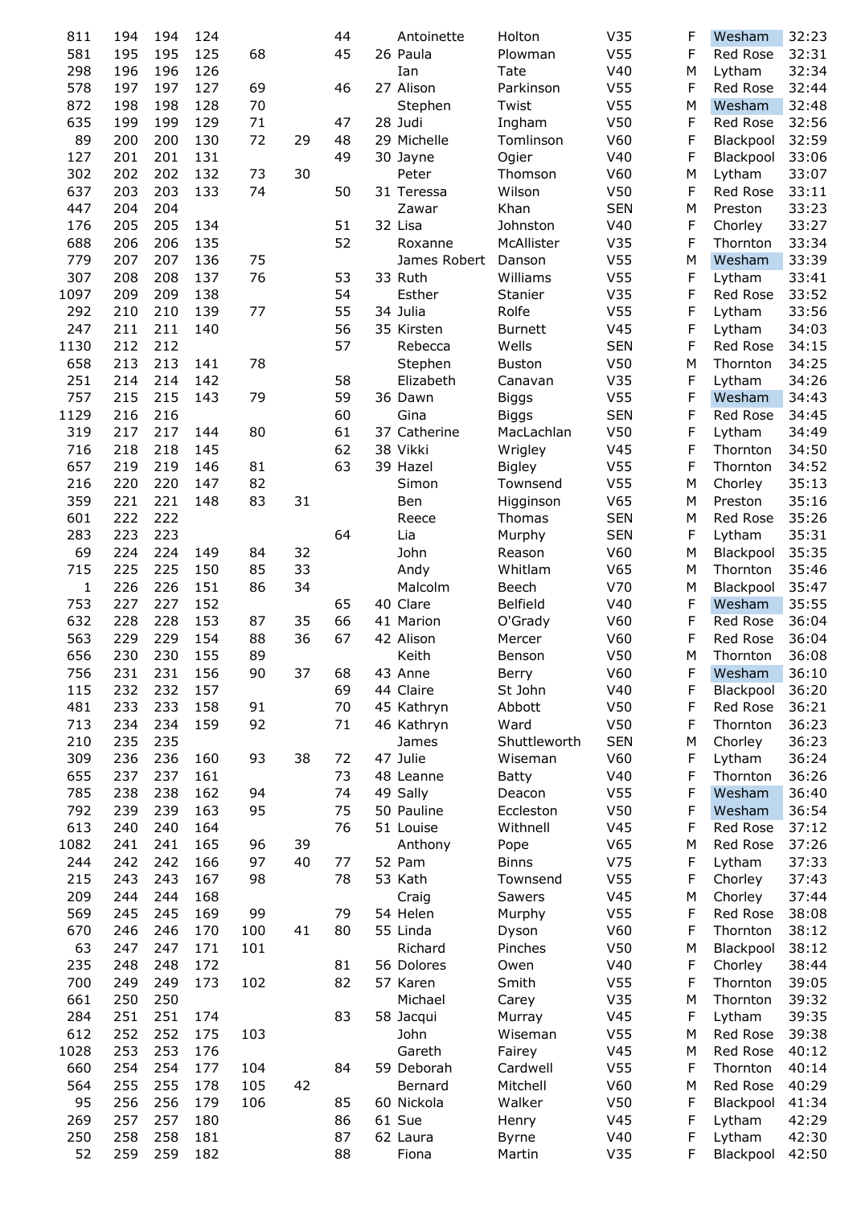| | | | | | | | | | | | | | |
|---|---|---|---|---|---|---|---|---|---|---|---|---|---|
| 811 | 194 | 194 | 124 | | | 44 | | Antoinette | Holton | V35 | F | Wesham | 32:23 |
| 581 | 195 | 195 | 125 | 68 | | 45 | 26 | Paula | Plowman | V55 | F | Red Rose | 32:31 |
| 298 | 196 | 196 | 126 | | | | | Ian | Tate | V40 | M | Lytham | 32:34 |
| 578 | 197 | 197 | 127 | 69 | | 46 | 27 | Alison | Parkinson | V55 | F | Red Rose | 32:44 |
| 872 | 198 | 198 | 128 | 70 | | | | Stephen | Twist | V55 | M | Wesham | 32:48 |
| 635 | 199 | 199 | 129 | 71 | | 47 | 28 | Judi | Ingham | V50 | F | Red Rose | 32:56 |
| 89 | 200 | 200 | 130 | 72 | 29 | 48 | 29 | Michelle | Tomlinson | V60 | F | Blackpool | 32:59 |
| 127 | 201 | 201 | 131 | | | 49 | 30 | Jayne | Ogier | V40 | F | Blackpool | 33:06 |
| 302 | 202 | 202 | 132 | 73 | 30 | | | Peter | Thomson | V60 | M | Lytham | 33:07 |
| 637 | 203 | 203 | 133 | 74 | | 50 | 31 | Teressa | Wilson | V50 | F | Red Rose | 33:11 |
| 447 | 204 | 204 | | | | | | Zawar | Khan | SEN | M | Preston | 33:23 |
| 176 | 205 | 205 | 134 | | | 51 | 32 | Lisa | Johnston | V40 | F | Chorley | 33:27 |
| 688 | 206 | 206 | 135 | | | 52 | | Roxanne | McAllister | V35 | F | Thornton | 33:34 |
| 779 | 207 | 207 | 136 | 75 | | | | James Robert | Danson | V55 | M | Wesham | 33:39 |
| 307 | 208 | 208 | 137 | 76 | | 53 | 33 | Ruth | Williams | V55 | F | Lytham | 33:41 |
| 1097 | 209 | 209 | 138 | | | 54 | | Esther | Stanier | V35 | F | Red Rose | 33:52 |
| 292 | 210 | 210 | 139 | 77 | | 55 | 34 | Julia | Rolfe | V55 | F | Lytham | 33:56 |
| 247 | 211 | 211 | 140 | | | 56 | 35 | Kirsten | Burnett | V45 | F | Lytham | 34:03 |
| 1130 | 212 | 212 | | | | 57 | | Rebecca | Wells | SEN | F | Red Rose | 34:15 |
| 658 | 213 | 213 | 141 | 78 | | | | Stephen | Buston | V50 | M | Thornton | 34:25 |
| 251 | 214 | 214 | 142 | | | 58 | | Elizabeth | Canavan | V35 | F | Lytham | 34:26 |
| 757 | 215 | 215 | 143 | 79 | | 59 | 36 | Dawn | Biggs | V55 | F | Wesham | 34:43 |
| 1129 | 216 | 216 | | | | 60 | | Gina | Biggs | SEN | F | Red Rose | 34:45 |
| 319 | 217 | 217 | 144 | 80 | | 61 | 37 | Catherine | MacLachlan | V50 | F | Lytham | 34:49 |
| 716 | 218 | 218 | 145 | | | 62 | 38 | Vikki | Wrigley | V45 | F | Thornton | 34:50 |
| 657 | 219 | 219 | 146 | 81 | | 63 | 39 | Hazel | Bigley | V55 | F | Thornton | 34:52 |
| 216 | 220 | 220 | 147 | 82 | | | | Simon | Townsend | V55 | M | Chorley | 35:13 |
| 359 | 221 | 221 | 148 | 83 | 31 | | | Ben | Higginson | V65 | M | Preston | 35:16 |
| 601 | 222 | 222 | | | | | | Reece | Thomas | SEN | M | Red Rose | 35:26 |
| 283 | 223 | 223 | | | | 64 | | Lia | Murphy | SEN | F | Lytham | 35:31 |
| 69 | 224 | 224 | 149 | 84 | 32 | | | John | Reason | V60 | M | Blackpool | 35:35 |
| 715 | 225 | 225 | 150 | 85 | 33 | | | Andy | Whitlam | V65 | M | Thornton | 35:46 |
| 1 | 226 | 226 | 151 | 86 | 34 | | | Malcolm | Beech | V70 | M | Blackpool | 35:47 |
| 753 | 227 | 227 | 152 | | | 65 | 40 | Clare | Belfield | V40 | F | Wesham | 35:55 |
| 632 | 228 | 228 | 153 | 87 | 35 | 66 | 41 | Marion | O'Grady | V60 | F | Red Rose | 36:04 |
| 563 | 229 | 229 | 154 | 88 | 36 | 67 | 42 | Alison | Mercer | V60 | F | Red Rose | 36:04 |
| 656 | 230 | 230 | 155 | 89 | | | | Keith | Benson | V50 | M | Thornton | 36:08 |
| 756 | 231 | 231 | 156 | 90 | 37 | 68 | 43 | Anne | Berry | V60 | F | Wesham | 36:10 |
| 115 | 232 | 232 | 157 | | | 69 | 44 | Claire | St John | V40 | F | Blackpool | 36:20 |
| 481 | 233 | 233 | 158 | 91 | | 70 | 45 | Kathryn | Abbott | V50 | F | Red Rose | 36:21 |
| 713 | 234 | 234 | 159 | 92 | | 71 | 46 | Kathryn | Ward | V50 | F | Thornton | 36:23 |
| 210 | 235 | 235 | | | | | | James | Shuttleworth | SEN | M | Chorley | 36:23 |
| 309 | 236 | 236 | 160 | 93 | 38 | 72 | 47 | Julie | Wiseman | V60 | F | Lytham | 36:24 |
| 655 | 237 | 237 | 161 | | | 73 | 48 | Leanne | Batty | V40 | F | Thornton | 36:26 |
| 785 | 238 | 238 | 162 | 94 | | 74 | 49 | Sally | Deacon | V55 | F | Wesham | 36:40 |
| 792 | 239 | 239 | 163 | 95 | | 75 | 50 | Pauline | Eccleston | V50 | F | Wesham | 36:54 |
| 613 | 240 | 240 | 164 | | | 76 | 51 | Louise | Withnell | V45 | F | Red Rose | 37:12 |
| 1082 | 241 | 241 | 165 | 96 | 39 | | | Anthony | Pope | V65 | M | Red Rose | 37:26 |
| 244 | 242 | 242 | 166 | 97 | 40 | 77 | 52 | Pam | Binns | V75 | F | Lytham | 37:33 |
| 215 | 243 | 243 | 167 | 98 | | 78 | 53 | Kath | Townsend | V55 | F | Chorley | 37:43 |
| 209 | 244 | 244 | 168 | | | | | Craig | Sawers | V45 | M | Chorley | 37:44 |
| 569 | 245 | 245 | 169 | 99 | | 79 | 54 | Helen | Murphy | V55 | F | Red Rose | 38:08 |
| 670 | 246 | 246 | 170 | 100 | 41 | 80 | 55 | Linda | Dyson | V60 | F | Thornton | 38:12 |
| 63 | 247 | 247 | 171 | 101 | | | | Richard | Pinches | V50 | M | Blackpool | 38:12 |
| 235 | 248 | 248 | 172 | | | 81 | 56 | Dolores | Owen | V40 | F | Chorley | 38:44 |
| 700 | 249 | 249 | 173 | 102 | | 82 | 57 | Karen | Smith | V55 | F | Thornton | 39:05 |
| 661 | 250 | 250 | | | | | | Michael | Carey | V35 | M | Thornton | 39:32 |
| 284 | 251 | 251 | 174 | | | 83 | 58 | Jacqui | Murray | V45 | F | Lytham | 39:35 |
| 612 | 252 | 252 | 175 | 103 | | | | John | Wiseman | V55 | M | Red Rose | 39:38 |
| 1028 | 253 | 253 | 176 | | | | | Gareth | Fairey | V45 | M | Red Rose | 40:12 |
| 660 | 254 | 254 | 177 | 104 | | 84 | 59 | Deborah | Cardwell | V55 | F | Thornton | 40:14 |
| 564 | 255 | 255 | 178 | 105 | 42 | | | Bernard | Mitchell | V60 | M | Red Rose | 40:29 |
| 95 | 256 | 256 | 179 | 106 | | 85 | 60 | Nickola | Walker | V50 | F | Blackpool | 41:34 |
| 269 | 257 | 257 | 180 | | | 86 | 61 | Sue | Henry | V45 | F | Lytham | 42:29 |
| 250 | 258 | 258 | 181 | | | 87 | 62 | Laura | Byrne | V40 | F | Lytham | 42:30 |
| 52 | 259 | 259 | 182 | | | 88 | | Fiona | Martin | V35 | F | Blackpool | 42:50 |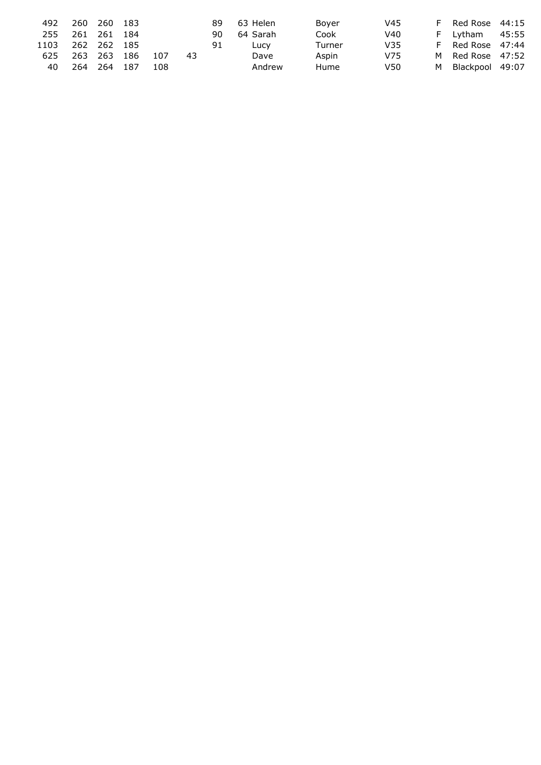| | | | | | | | | | | | | | |
|---|---|---|---|---|---|---|---|---|---|---|---|---|---|
| 492 | 260 | 260 | 183 | | | 89 | 63 | Helen | Boyer | V45 | F | Red Rose | 44:15 |
| 255 | 261 | 261 | 184 | | | 90 | 64 | Sarah | Cook | V40 | F | Lytham | 45:55 |
| 1103 | 262 | 262 | 185 | | | 91 | | Lucy | Turner | V35 | F | Red Rose | 47:44 |
| 625 | 263 | 263 | 186 | 107 | 43 | | | Dave | Aspin | V75 | M | Red Rose | 47:52 |
| 40 | 264 | 264 | 187 | 108 | | | | Andrew | Hume | V50 | M | Blackpool | 49:07 |